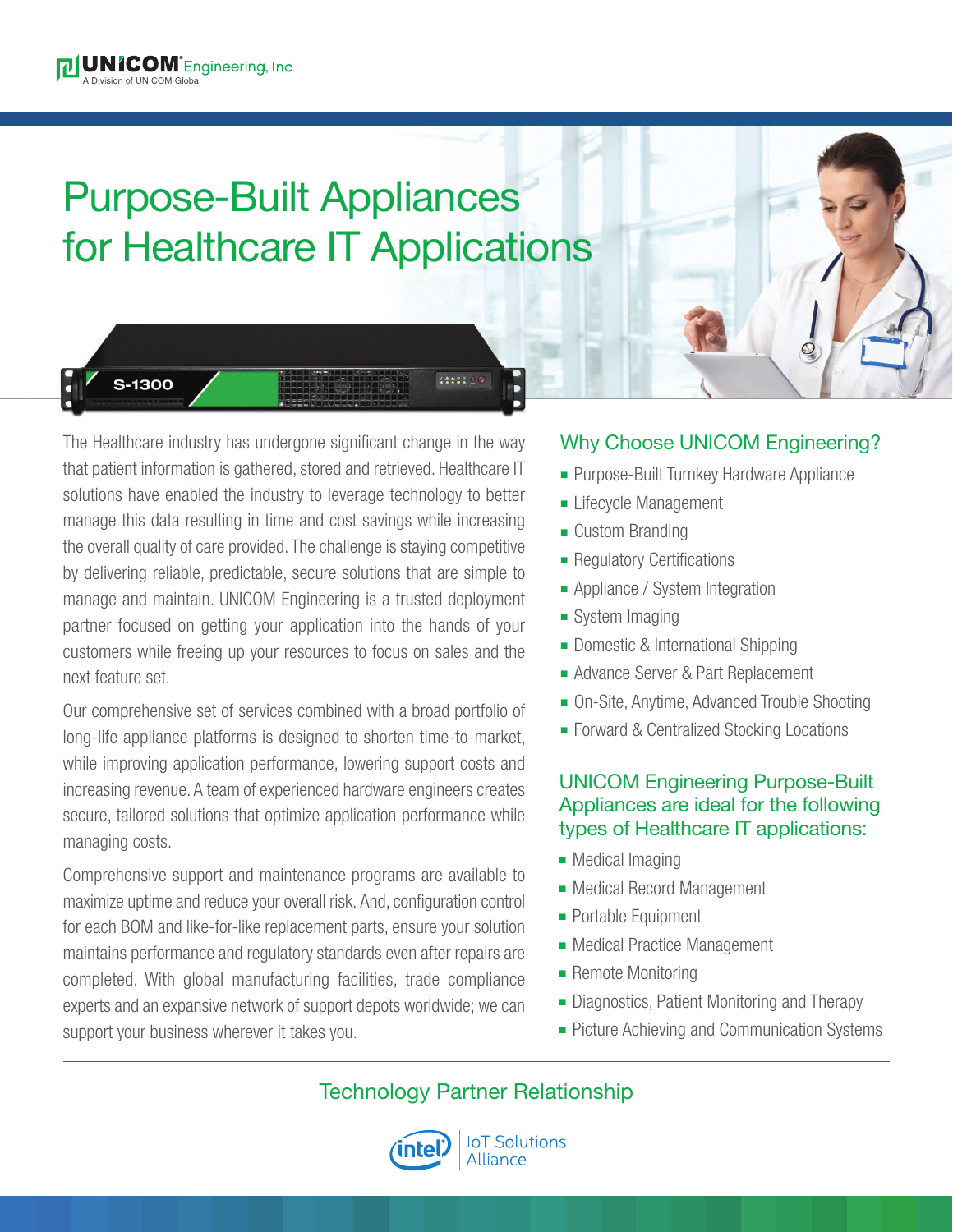UNICOM Engineering, Inc.
A Division of UNICOM Global

# Purpose-Built Appliances for Healthcare IT Applications

The Healthcare industry has undergone significant change in the way that patient information is gathered, stored and retrieved. Healthcare IT solutions have enabled the industry to leverage technology to better manage this data resulting in time and cost savings while increasing the overall quality of care provided. The challenge is staying competitive by delivering reliable, predictable, secure solutions that are simple to manage and maintain. UNICOM Engineering is a trusted deployment partner focused on getting your application into the hands of your customers while freeing up your resources to focus on sales and the next feature set.

Our comprehensive set of services combined with a broad portfolio of long-life appliance platforms is designed to shorten time-to-market, while improving application performance, lowering support costs and increasing revenue. A team of experienced hardware engineers creates secure, tailored solutions that optimize application performance while managing costs.

Comprehensive support and maintenance programs are available to maximize uptime and reduce your overall risk. And, configuration control for each BOM and like-for-like replacement parts, ensure your solution maintains performance and regulatory standards even after repairs are completed. With global manufacturing facilities, trade compliance experts and an expansive network of support depots worldwide; we can support your business wherever it takes you.

## Why Choose UNICOM Engineering?

- Purpose-Built Turnkey Hardware Appliance
- Lifecycle Management
- Custom Branding
- Regulatory Certifications
- Appliance / System Integration
- System Imaging
- Domestic & International Shipping
- Advance Server & Part Replacement
- On-Site, Anytime, Advanced Trouble Shooting
- Forward & Centralized Stocking Locations

## UNICOM Engineering Purpose-Built Appliances are ideal for the following types of Healthcare IT applications:

- Medical Imaging
- Medical Record Management
- Portable Equipment
- Medical Practice Management
- Remote Monitoring
- Diagnostics, Patient Monitoring and Therapy
- Picture Achieving and Communication Systems

## Technology Partner Relationship

intel IoT Solutions Alliance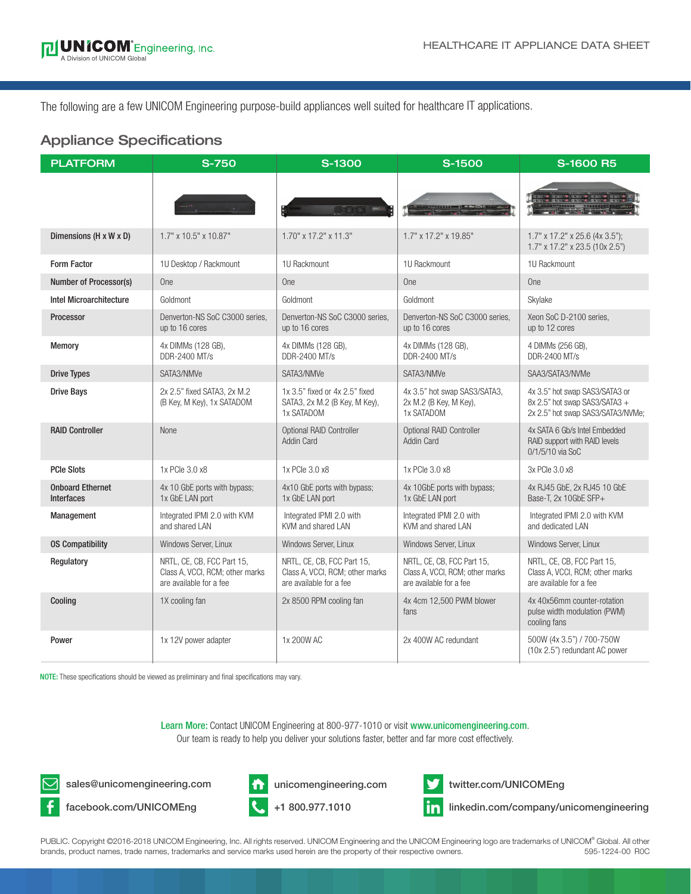The following are a few UNICOM Engineering purpose-build appliances well suited for healthcare IT applications.

## Appliance Specifications

| PLATFORM | S-750 | S-1300 | S-1500 | S-1600 R5 |
|---|---|---|---|---|
| Dimensions (H x W x D) | 1.7" x 10.5" x 10.87" | 1.70" x 17.2" x 11.3" | 1.7" x 17.2" x 19.85" | 1.7" x 17.2" x 25.6 (4x 3.5"); 1.7" x 17.2" x 23.5 (10x 2.5") |
| Form Factor | 1U Desktop / Rackmount | 1U Rackmount | 1U Rackmount | 1U Rackmount |
| Number of Processor(s) | One | One | One | One |
| Intel Microarchitecture | Goldmont | Goldmont | Goldmont | Skylake |
| Processor | Denverton-NS SoC C3000 series, up to 16 cores | Denverton-NS SoC C3000 series, up to 16 cores | Denverton-NS SoC C3000 series, up to 16 cores | Xeon SoC D-2100 series, up to 12 cores |
| Memory | 4x DIMMs (128 GB), DDR-2400 MT/s | 4x DIMMs (128 GB), DDR-2400 MT/s | 4x DIMMs (128 GB), DDR-2400 MT/s | 4 DIMMs (256 GB), DDR-2400 MT/s |
| Drive Types | SATA3/NMVe | SATA3/NMVe | SATA3/NMVe | SAA3/SATA3/NVMe |
| Drive Bays | 2x 2.5" fixed SATA3, 2x M.2 (B Key, M Key), 1x SATADOM | 1x 3.5" fixed or 4x 2.5" fixed SATA3, 2x M.2 (B Key, M Key), 1x SATADOM | 4x 3.5" hot swap SAS3/SATA3, 2x M.2 (B Key, M Key), 1x SATADOM | 4x 3.5" hot swap SAS3/SATA3 or 8x 2.5" hot swap SAS3/SATA3 + 2x 2.5" hot swap SAS3/SATA3/NVMe; |
| RAID Controller | None | Optional RAID Controller Addin Card | Optional RAID Controller Addin Card | 4x SATA 6 Gb/s Intel Embedded RAID support with RAID levels 0/1/5/10 via SoC |
| PCIe Slots | 1x PCIe 3.0 x8 | 1x PCIe 3.0 x8 | 1x PCIe 3.0 x8 | 3x PCIe 3.0 x8 |
| Onboard Ethernet Interfaces | 4x 10 GbE ports with bypass; 1x GbE LAN port | 4x10 GbE ports with bypass; 1x GbE LAN port | 4x 10GbE ports with bypass; 1x GbE LAN port | 4x RJ45 GbE, 2x RJ45 10 GbE Base-T, 2x 10GbE SFP+ |
| Management | Integrated IPMI 2.0 with KVM and shared LAN | Integrated IPMI 2.0 with KVM and shared LAN | Integrated IPMI 2.0 with KVM and shared LAN | Integrated IPMI 2.0 with KVM and dedicated LAN |
| OS Compatibility | Windows Server, Linux | Windows Server, Linux | Windows Server, Linux | Windows Server, Linux |
| Regulatory | NRTL, CE, CB, FCC Part 15, Class A, VCCI, RCM; other marks are available for a fee | NRTL, CE, CB, FCC Part 15, Class A, VCCI, RCM; other marks are available for a fee | NRTL, CE, CB, FCC Part 15, Class A, VCCI, RCM; other marks are available for a fee | NRTL, CE, CB, FCC Part 15, Class A, VCCI, RCM; other marks are available for a fee |
| Cooling | 1X cooling fan | 2x 8500 RPM cooling fan | 4x 4cm 12,500 PWM blower fans | 4x 40x56mm counter-rotation pulse width modulation (PWM) cooling fans |
| Power | 1x 12V power adapter | 1x 200W AC | 2x 400W AC redundant | 500W (4x 3.5") / 700-750W (10x 2.5") redundant AC power |

**NOTE:** These specifications should be viewed as preliminary and final specifications may vary.

**Learn More:** Contact UNICOM Engineering at 800-977-1010 or visit www.unicomengineering.com.
Our team is ready to help you deliver your solutions faster, better and far more cost effectively.

sales@unicomengineering.com

facebook.com/UNICOMEng

unicomengineering.com

+1 800.977.1010

twitter.com/UNICOMEng

linkedin.com/company/unicomengineering

PUBLIC. Copyright ©2016-2018 UNICOM Engineering, Inc. All rights reserved. UNICOM Engineering and the UNICOM Engineering logo are trademarks of UNICOM® Global. All other brands, product names, trade names, trademarks and service marks used herein are the property of their respective owners. 595-1224-00 R0C